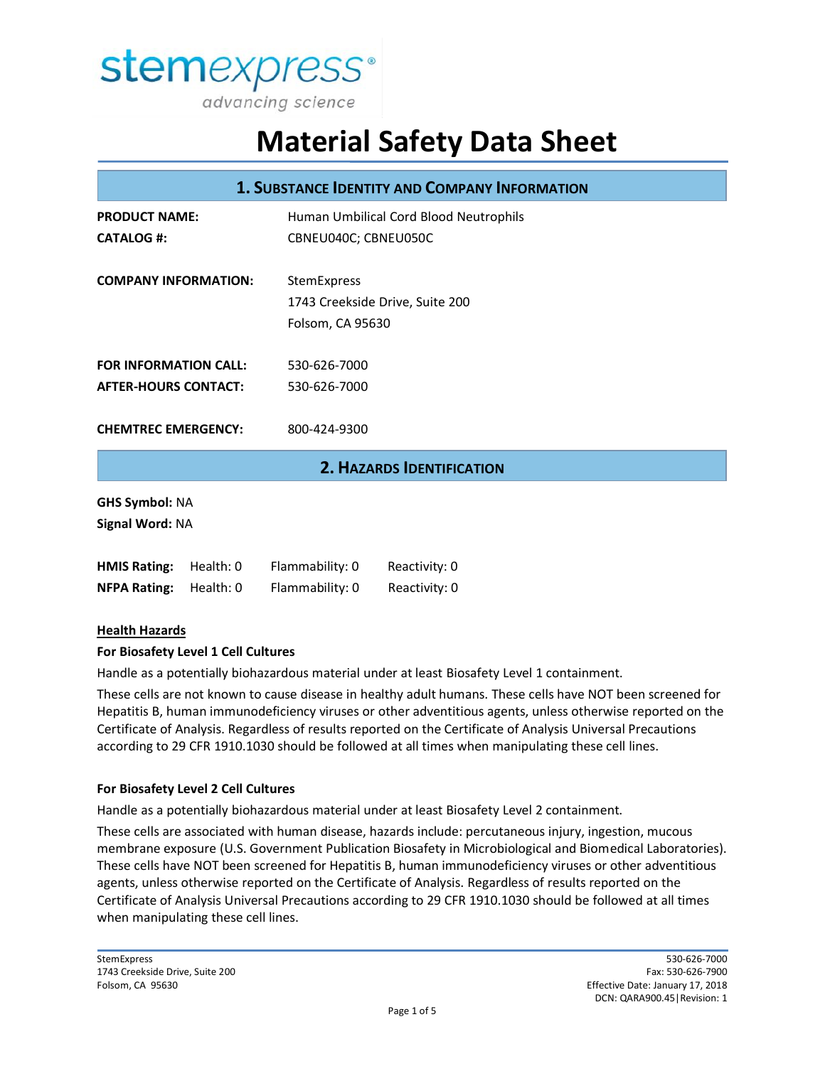stemexpress®

advancing science

# Material Safety Data Sheet

## 1. Substance Identity and Company Information

**PRODUCT NAME:** Human Umbilical Cord Blood Neutrophils
**CATALOG #:** CBNEU040C; CBNEU050C

**COMPANY INFORMATION:** StemExpress
1743 Creekside Drive, Suite 200
Folsom, CA 95630

**FOR INFORMATION CALL:** 530-626-7000
**AFTER-HOURS CONTACT:** 530-626-7000

**CHEMTREC EMERGENCY:** 800-424-9300

## 2. Hazards Identification

**GHS Symbol:** NA
**Signal Word:** NA

| | | | |
|---|---|---|---|
| **HMIS Rating:** | Health: 0 | Flammability: 0 | Reactivity: 0 |
| **NFPA Rating:** | Health: 0 | Flammability: 0 | Reactivity: 0 |

### Health Hazards

**For Biosafety Level 1 Cell Cultures**

Handle as a potentially biohazardous material under at least Biosafety Level 1 containment.

These cells are not known to cause disease in healthy adult humans. These cells have NOT been screened for Hepatitis B, human immunodeficiency viruses or other adventitious agents, unless otherwise reported on the Certificate of Analysis. Regardless of results reported on the Certificate of Analysis Universal Precautions according to 29 CFR 1910.1030 should be followed at all times when manipulating these cell lines.

**For Biosafety Level 2 Cell Cultures**

Handle as a potentially biohazardous material under at least Biosafety Level 2 containment.

These cells are associated with human disease, hazards include: percutaneous injury, ingestion, mucous membrane exposure (U.S. Government Publication Biosafety in Microbiological and Biomedical Laboratories). These cells have NOT been screened for Hepatitis B, human immunodeficiency viruses or other adventitious agents, unless otherwise reported on the Certificate of Analysis. Regardless of results reported on the Certificate of Analysis Universal Precautions according to 29 CFR 1910.1030 should be followed at all times when manipulating these cell lines.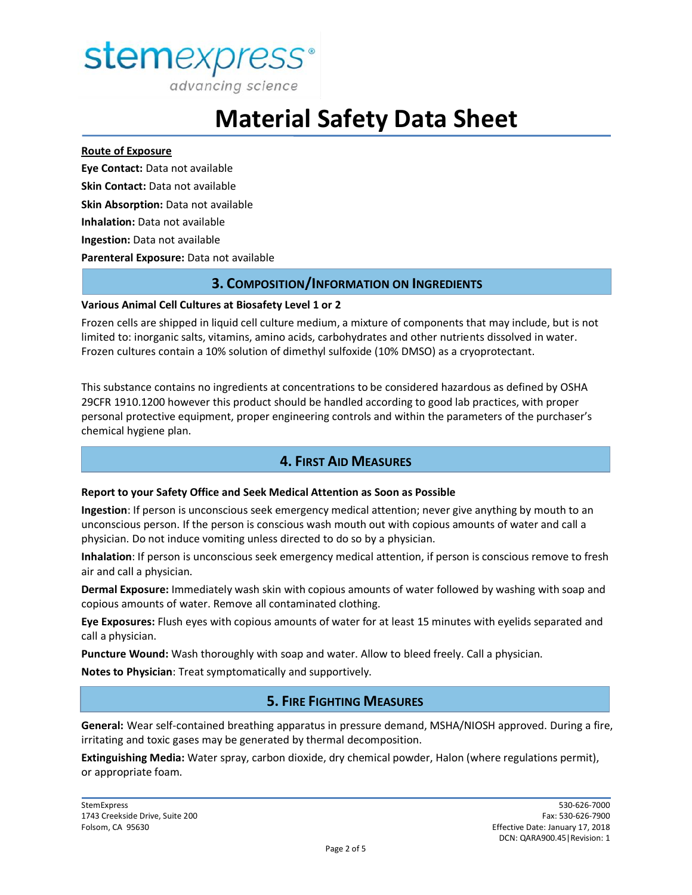**Route of Exposure**

**Eye Contact:** Data not available

**Skin Contact:** Data not available

**Skin Absorption:** Data not available

**Inhalation:** Data not available

**Ingestion:** Data not available

**Parenteral Exposure:** Data not available

## 3. Composition/Information on Ingredients

**Various Animal Cell Cultures at Biosafety Level 1 or 2**

Frozen cells are shipped in liquid cell culture medium, a mixture of components that may include, but is not limited to: inorganic salts, vitamins, amino acids, carbohydrates and other nutrients dissolved in water. Frozen cultures contain a 10% solution of dimethyl sulfoxide (10% DMSO) as a cryoprotectant.

This substance contains no ingredients at concentrations to be considered hazardous as defined by OSHA 29CFR 1910.1200 however this product should be handled according to good lab practices, with proper personal protective equipment, proper engineering controls and within the parameters of the purchaser's chemical hygiene plan.

## 4. First Aid Measures

**Report to your Safety Office and Seek Medical Attention as Soon as Possible**

**Ingestion**: If person is unconscious seek emergency medical attention; never give anything by mouth to an unconscious person. If the person is conscious wash mouth out with copious amounts of water and call a physician. Do not induce vomiting unless directed to do so by a physician.

**Inhalation**: If person is unconscious seek emergency medical attention, if person is conscious remove to fresh air and call a physician.

**Dermal Exposure:** Immediately wash skin with copious amounts of water followed by washing with soap and copious amounts of water. Remove all contaminated clothing.

**Eye Exposures:** Flush eyes with copious amounts of water for at least 15 minutes with eyelids separated and call a physician.

**Puncture Wound:** Wash thoroughly with soap and water. Allow to bleed freely. Call a physician.

**Notes to Physician**: Treat symptomatically and supportively.

## 5. Fire Fighting Measures

**General:** Wear self-contained breathing apparatus in pressure demand, MSHA/NIOSH approved. During a fire, irritating and toxic gases may be generated by thermal decomposition.

**Extinguishing Media:** Water spray, carbon dioxide, dry chemical powder, Halon (where regulations permit), or appropriate foam.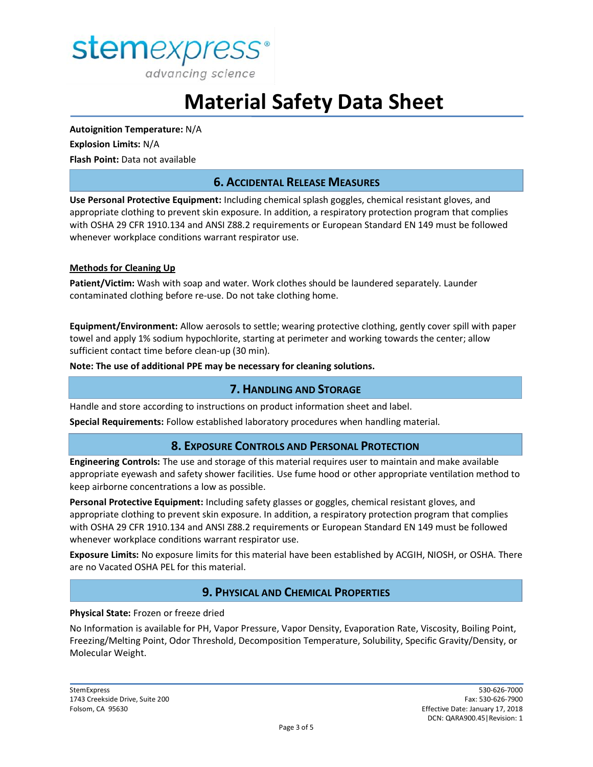**Autoignition Temperature:** N/A

**Explosion Limits:** N/A

**Flash Point:** Data not available

## 6. Accidental Release Measures

**Use Personal Protective Equipment:** Including chemical splash goggles, chemical resistant gloves, and appropriate clothing to prevent skin exposure. In addition, a respiratory protection program that complies with OSHA 29 CFR 1910.134 and ANSI Z88.2 requirements or European Standard EN 149 must be followed whenever workplace conditions warrant respirator use.

**Methods for Cleaning Up**

**Patient/Victim:** Wash with soap and water. Work clothes should be laundered separately. Launder contaminated clothing before re-use. Do not take clothing home.

**Equipment/Environment:** Allow aerosols to settle; wearing protective clothing, gently cover spill with paper towel and apply 1% sodium hypochlorite, starting at perimeter and working towards the center; allow sufficient contact time before clean-up (30 min).

**Note: The use of additional PPE may be necessary for cleaning solutions.**

## 7. Handling and Storage

Handle and store according to instructions on product information sheet and label.

**Special Requirements:** Follow established laboratory procedures when handling material.

## 8. Exposure Controls and Personal Protection

**Engineering Controls:** The use and storage of this material requires user to maintain and make available appropriate eyewash and safety shower facilities. Use fume hood or other appropriate ventilation method to keep airborne concentrations a low as possible.

**Personal Protective Equipment:** Including safety glasses or goggles, chemical resistant gloves, and appropriate clothing to prevent skin exposure. In addition, a respiratory protection program that complies with OSHA 29 CFR 1910.134 and ANSI Z88.2 requirements or European Standard EN 149 must be followed whenever workplace conditions warrant respirator use.

**Exposure Limits:** No exposure limits for this material have been established by ACGIH, NIOSH, or OSHA. There are no Vacated OSHA PEL for this material.

## 9. Physical and Chemical Properties

**Physical State:** Frozen or freeze dried

No Information is available for PH, Vapor Pressure, Vapor Density, Evaporation Rate, Viscosity, Boiling Point, Freezing/Melting Point, Odor Threshold, Decomposition Temperature, Solubility, Specific Gravity/Density, or Molecular Weight.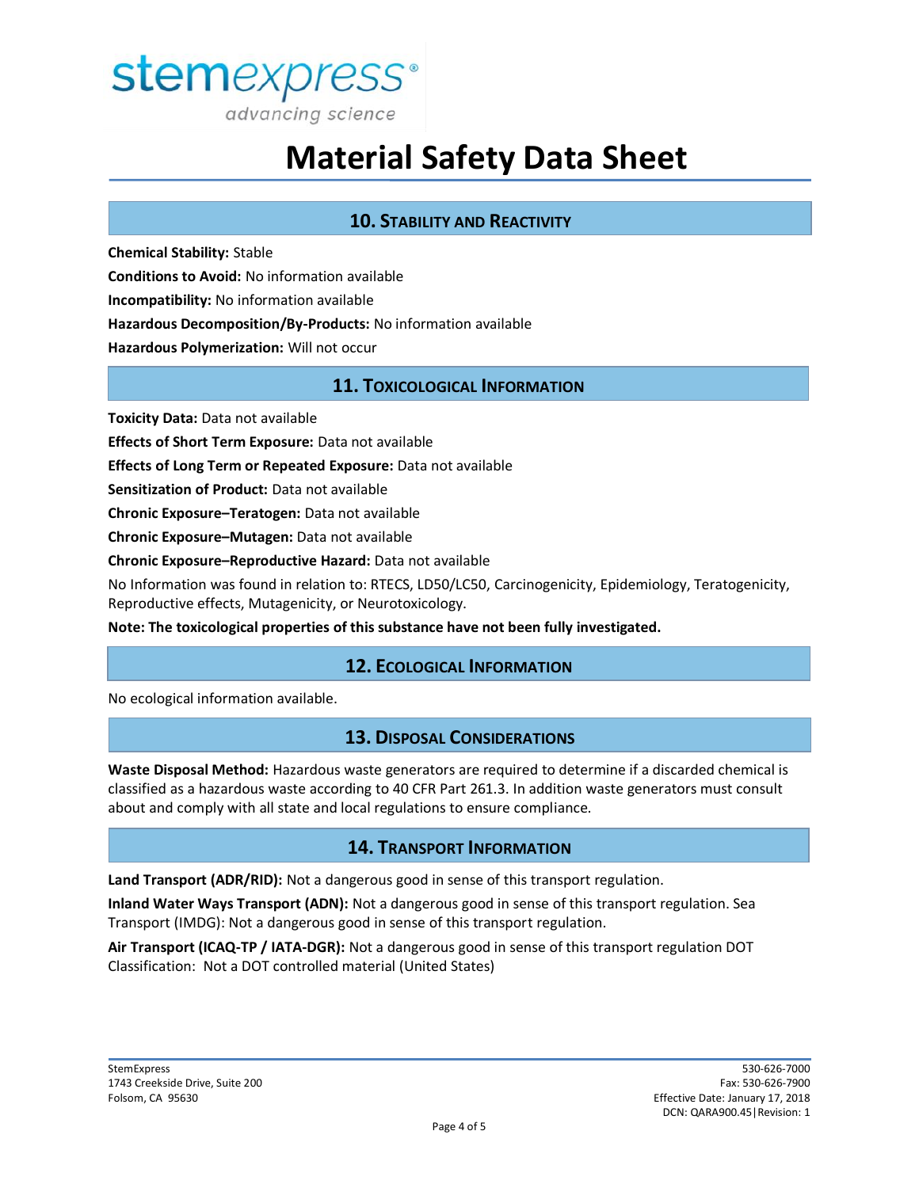## 10. Stability and Reactivity

**Chemical Stability:** Stable

**Conditions to Avoid:** No information available

**Incompatibility:** No information available

**Hazardous Decomposition/By-Products:** No information available

**Hazardous Polymerization:** Will not occur

## 11. Toxicological Information

**Toxicity Data:** Data not available

**Effects of Short Term Exposure:** Data not available

**Effects of Long Term or Repeated Exposure:** Data not available

**Sensitization of Product:** Data not available

**Chronic Exposure–Teratogen:** Data not available

**Chronic Exposure–Mutagen:** Data not available

**Chronic Exposure–Reproductive Hazard:** Data not available

No Information was found in relation to: RTECS, LD50/LC50, Carcinogenicity, Epidemiology, Teratogenicity, Reproductive effects, Mutagenicity, or Neurotoxicology.

**Note: The toxicological properties of this substance have not been fully investigated.**

## 12. Ecological Information

No ecological information available.

## 13. Disposal Considerations

**Waste Disposal Method:** Hazardous waste generators are required to determine if a discarded chemical is classified as a hazardous waste according to 40 CFR Part 261.3. In addition waste generators must consult about and comply with all state and local regulations to ensure compliance.

## 14. Transport Information

**Land Transport (ADR/RID):** Not a dangerous good in sense of this transport regulation.

**Inland Water Ways Transport (ADN):** Not a dangerous good in sense of this transport regulation. Sea Transport (IMDG): Not a dangerous good in sense of this transport regulation.

**Air Transport (ICAQ-TP / IATA-DGR):** Not a dangerous good in sense of this transport regulation DOT Classification: Not a DOT controlled material (United States)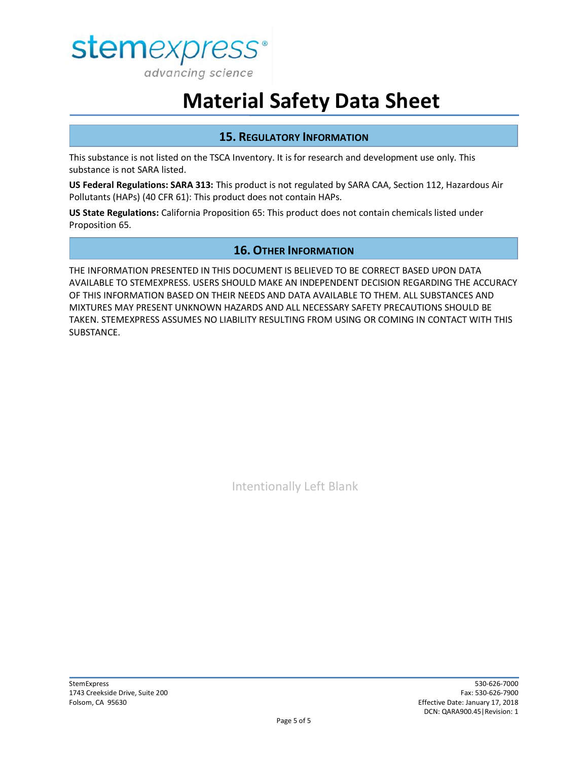## 15. Regulatory Information

This substance is not listed on the TSCA Inventory. It is for research and development use only. This substance is not SARA listed.

**US Federal Regulations: SARA 313:** This product is not regulated by SARA CAA, Section 112, Hazardous Air Pollutants (HAPs) (40 CFR 61): This product does not contain HAPs.

**US State Regulations:** California Proposition 65: This product does not contain chemicals listed under Proposition 65.

## 16. Other Information

THE INFORMATION PRESENTED IN THIS DOCUMENT IS BELIEVED TO BE CORRECT BASED UPON DATA AVAILABLE TO STEMEXPRESS. USERS SHOULD MAKE AN INDEPENDENT DECISION REGARDING THE ACCURACY OF THIS INFORMATION BASED ON THEIR NEEDS AND DATA AVAILABLE TO THEM. ALL SUBSTANCES AND MIXTURES MAY PRESENT UNKNOWN HAZARDS AND ALL NECESSARY SAFETY PRECAUTIONS SHOULD BE TAKEN. STEMEXPRESS ASSUMES NO LIABILITY RESULTING FROM USING OR COMING IN CONTACT WITH THIS SUBSTANCE.

Intentionally Left Blank